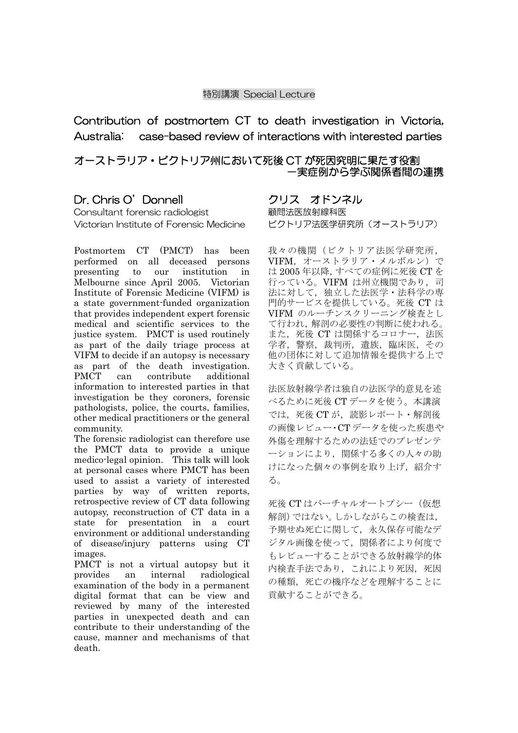特別講演 Special Lecture

# Contribution of postmortem CT to death investigation in Victoria, Australia: case-based review of interactions with interested parties

# オーストラリア・ビクトリア州において死後 CT が死因究明に果たす役割 ー実症例から学ぶ関係者間の連携

**Dr. Chris O'Donnell**
Consultant forensic radiologist
Victorian Institute of Forensic Medicine

**クリス オドンネル**
顧問法医放射線科医
ビクトリア法医学研究所（オーストラリア）

Postmortem CT (PMCT) has been performed on all deceased persons presenting to our institution in Melbourne since April 2005. Victorian Institute of Forensic Medicine (VIFM) is a state government-funded organization that provides independent expert forensic medical and scientific services to the justice system. PMCT is used routinely as part of the daily triage process at VIFM to decide if an autopsy is necessary as part of the death investigation. PMCT can contribute additional information to interested parties in that investigation be they coroners, forensic pathologists, police, the courts, families, other medical practitioners or the general community.

The forensic radiologist can therefore use the PMCT data to provide a unique medico-legal opinion. This talk will look at personal cases where PMCT has been used to assist a variety of interested parties by way of written reports, retrospective review of CT data following autopsy, reconstruction of CT data in a state for presentation in a court environment or additional understanding of disease/injury patterns using CT images.

PMCT is not a virtual autopsy but it provides an internal radiological examination of the body in a permanent digital format that can be view and reviewed by many of the interested parties in unexpected death and can contribute to their understanding of the cause, manner and mechanisms of that death.

我々の機関（ビクトリア法医学研究所，VIFM，オーストラリア・メルボルン）では 2005 年以降, すべての症例に死後 CT を行っている。VIFM は州立機関であり，司法に対して，独立した法医学・法科学の専門的サービスを提供している。死後 CT は VIFM のルーチンスクリーニング検査として行われ，解剖の必要性の判断に使われる。また，死後 CT は関係するコロナー，法医学者，警察，裁判所，遺族，臨床医，その他の団体に対して追加情報を提供する上で大きく貢献している。

法医放射線学者は独自の法医学的意見を述べるために死後 CT データを使う。本講演では，死後 CT が，読影レポート・解剖後の画像レビュー・CT データを使った疾患や外傷を理解するための法廷でのプレゼンテーションにより，関係する多くの人々の助けになった個々の事例を取り上げ，紹介する。

死後 CT はバーチャルオートプシー（仮想解剖）ではない。しかしながらこの検査は，予期せぬ死亡に関して，永久保存可能なデジタル画像を使って，関係者により何度でもレビューすることができる放射線学的体内検査手法であり，これにより死因，死因の種類，死亡の機序などを理解することに貢献することができる。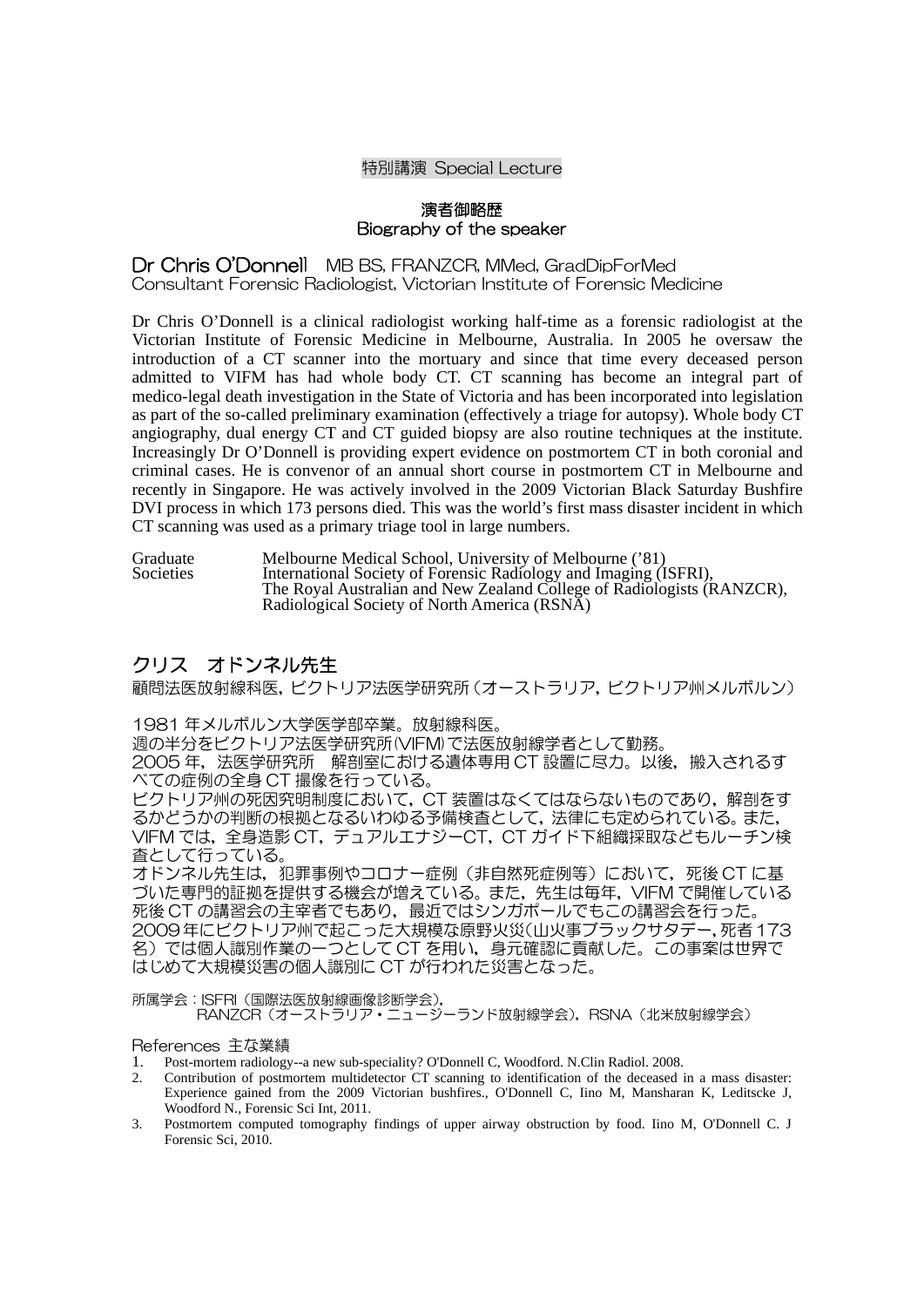特別講演 Special Lecture

## 演者御略歴
## Biography of the speaker

**Dr Chris O'Donnell** MB BS, FRANZCR, MMed, GradDipForMed
Consultant Forensic Radiologist, Victorian Institute of Forensic Medicine

Dr Chris O'Donnell is a clinical radiologist working half-time as a forensic radiologist at the Victorian Institute of Forensic Medicine in Melbourne, Australia. In 2005 he oversaw the introduction of a CT scanner into the mortuary and since that time every deceased person admitted to VIFM has had whole body CT. CT scanning has become an integral part of medico-legal death investigation in the State of Victoria and has been incorporated into legislation as part of the so-called preliminary examination (effectively a triage for autopsy). Whole body CT angiography, dual energy CT and CT guided biopsy are also routine techniques at the institute. Increasingly Dr O'Donnell is providing expert evidence on postmortem CT in both coronial and criminal cases. He is convenor of an annual short course in postmortem CT in Melbourne and recently in Singapore. He was actively involved in the 2009 Victorian Black Saturday Bushfire DVI process in which 173 persons died. This was the world's first mass disaster incident in which CT scanning was used as a primary triage tool in large numbers.

| | |
|---|---|
| Graduate | Melbourne Medical School, University of Melbourne ('81) |
| Societies | International Society of Forensic Radiology and Imaging (ISFRI), The Royal Australian and New Zealand College of Radiologists (RANZCR), Radiological Society of North America (RSNA) |

## クリス　オドンネル先生

顧問法医放射線科医，ビクトリア法医学研究所（オーストラリア，ビクトリア州メルボルン）

1981 年メルボルン大学医学部卒業。放射線科医。
週の半分をビクトリア法医学研究所(VIFM)で法医放射線学者として勤務。
2005 年，法医学研究所　解剖室における遺体専用 CT 設置に尽力。以後，搬入されるすべての症例の全身 CT 撮像を行っている。
ビクトリア州の死因究明制度において，CT 装置はなくてはならないものであり，解剖をするかどうかの判断の根拠となるいわゆる予備検査として，法律にも定められている。また，VIFM では，全身造影 CT，デュアルエナジーCT，CT ガイド下組織採取などもルーチン検査として行っている。
オドンネル先生は，犯罪事例やコロナー症例（非自然死症例等）において，死後 CT に基づいた専門的証拠を提供する機会が増えている。また，先生は毎年，VIFM で開催している死後 CT の講習会の主宰者でもあり，最近ではシンガポールでもこの講習会を行った。
2009 年にビクトリア州で起こった大規模な原野火災(山火事ブラックサタデー, 死者 173 名）では個人識別作業の一つとして CT を用い，身元確認に貢献した。この事案は世界ではじめて大規模災害の個人識別に CT が行われた災害となった。

所属学会：ISFRI（国際法医放射線画像診断学会），
　　　　　RANZCR（オーストラリア・ニュージーランド放射線学会），RSNA（北米放射線学会）

References 主な業績

1. Post-mortem radiology--a new sub-speciality? O'Donnell C, Woodford. N.Clin Radiol. 2008.
2. Contribution of postmortem multidetector CT scanning to identification of the deceased in a mass disaster: Experience gained from the 2009 Victorian bushfires., O'Donnell C, Iino M, Mansharan K, Leditscke J, Woodford N., Forensic Sci Int, 2011.
3. Postmortem computed tomography findings of upper airway obstruction by food. Iino M, O'Donnell C. J Forensic Sci, 2010.